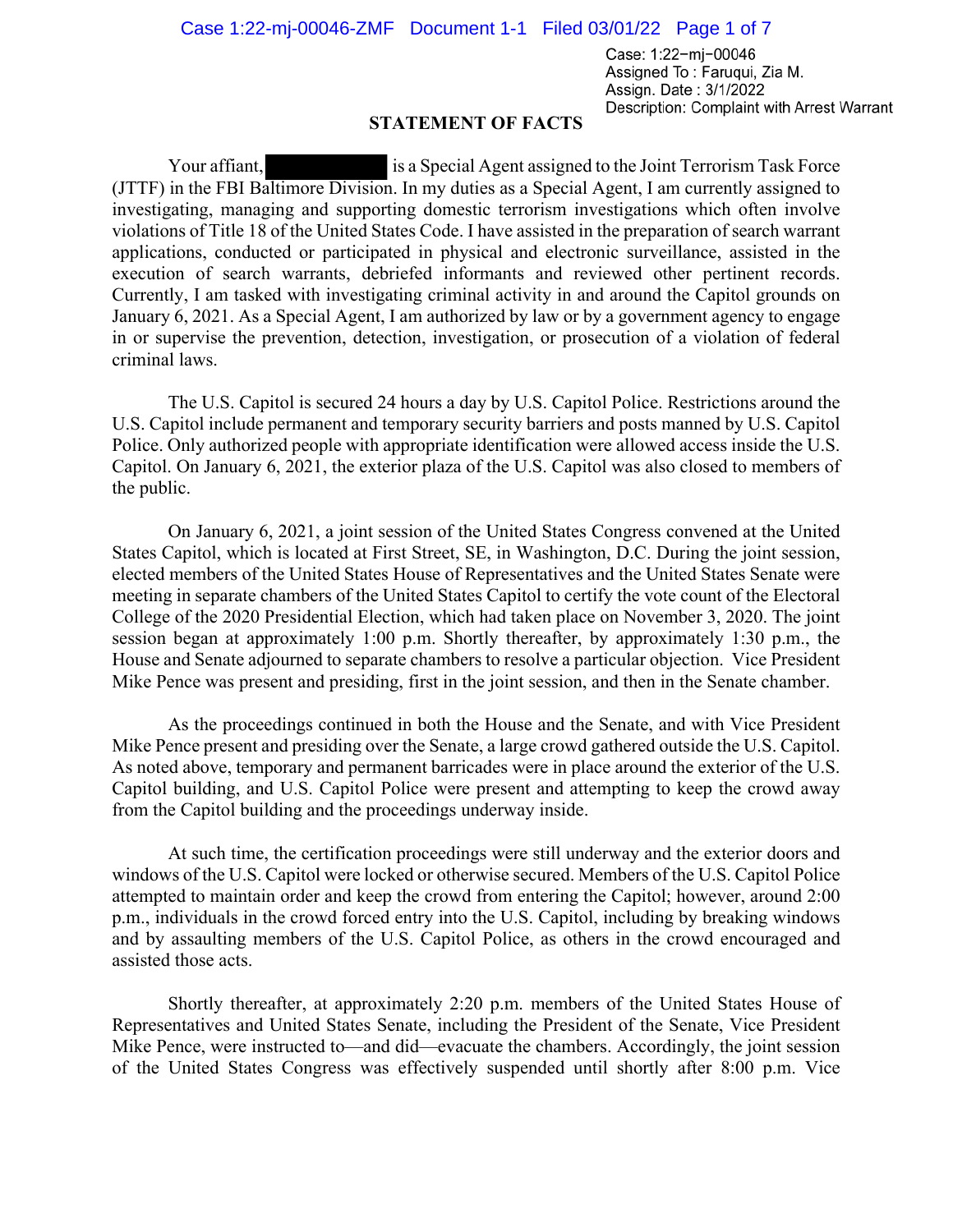Case: 1:22-mj-00046
Assigned To : Faruqui, Zia M.
Assign. Date : 3/1/2022
Description: Complaint with Arrest Warrant

## STATEMENT OF FACTS

Your affiant, [REDACTED] is a Special Agent assigned to the Joint Terrorism Task Force (JTTF) in the FBI Baltimore Division. In my duties as a Special Agent, I am currently assigned to investigating, managing and supporting domestic terrorism investigations which often involve violations of Title 18 of the United States Code. I have assisted in the preparation of search warrant applications, conducted or participated in physical and electronic surveillance, assisted in the execution of search warrants, debriefed informants and reviewed other pertinent records. Currently, I am tasked with investigating criminal activity in and around the Capitol grounds on January 6, 2021. As a Special Agent, I am authorized by law or by a government agency to engage in or supervise the prevention, detection, investigation, or prosecution of a violation of federal criminal laws.

The U.S. Capitol is secured 24 hours a day by U.S. Capitol Police. Restrictions around the U.S. Capitol include permanent and temporary security barriers and posts manned by U.S. Capitol Police. Only authorized people with appropriate identification were allowed access inside the U.S. Capitol. On January 6, 2021, the exterior plaza of the U.S. Capitol was also closed to members of the public.

On January 6, 2021, a joint session of the United States Congress convened at the United States Capitol, which is located at First Street, SE, in Washington, D.C. During the joint session, elected members of the United States House of Representatives and the United States Senate were meeting in separate chambers of the United States Capitol to certify the vote count of the Electoral College of the 2020 Presidential Election, which had taken place on November 3, 2020. The joint session began at approximately 1:00 p.m. Shortly thereafter, by approximately 1:30 p.m., the House and Senate adjourned to separate chambers to resolve a particular objection. Vice President Mike Pence was present and presiding, first in the joint session, and then in the Senate chamber.

As the proceedings continued in both the House and the Senate, and with Vice President Mike Pence present and presiding over the Senate, a large crowd gathered outside the U.S. Capitol. As noted above, temporary and permanent barricades were in place around the exterior of the U.S. Capitol building, and U.S. Capitol Police were present and attempting to keep the crowd away from the Capitol building and the proceedings underway inside.

At such time, the certification proceedings were still underway and the exterior doors and windows of the U.S. Capitol were locked or otherwise secured. Members of the U.S. Capitol Police attempted to maintain order and keep the crowd from entering the Capitol; however, around 2:00 p.m., individuals in the crowd forced entry into the U.S. Capitol, including by breaking windows and by assaulting members of the U.S. Capitol Police, as others in the crowd encouraged and assisted those acts.

Shortly thereafter, at approximately 2:20 p.m. members of the United States House of Representatives and United States Senate, including the President of the Senate, Vice President Mike Pence, were instructed to—and did—evacuate the chambers. Accordingly, the joint session of the United States Congress was effectively suspended until shortly after 8:00 p.m. Vice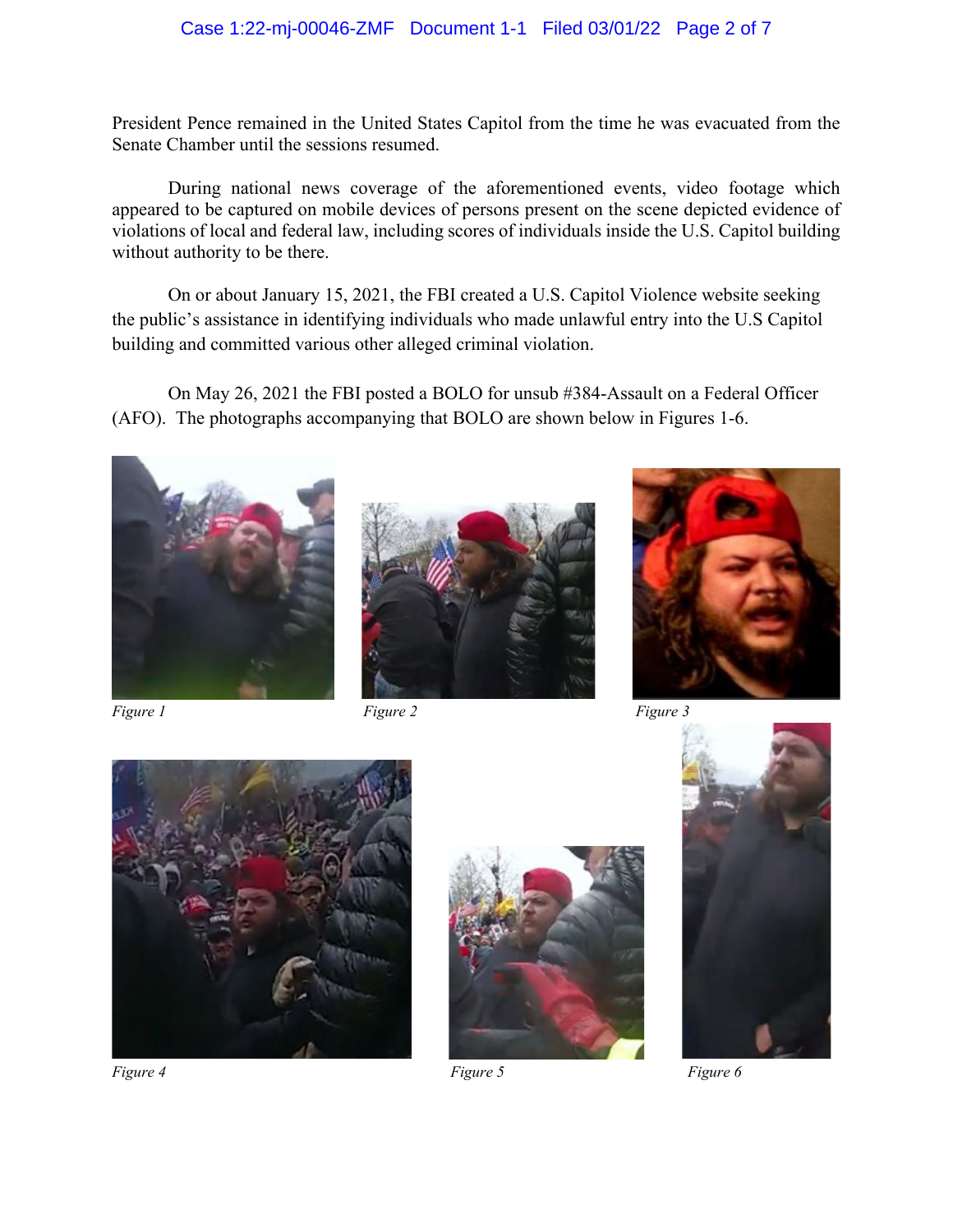President Pence remained in the United States Capitol from the time he was evacuated from the Senate Chamber until the sessions resumed.

During national news coverage of the aforementioned events, video footage which appeared to be captured on mobile devices of persons present on the scene depicted evidence of violations of local and federal law, including scores of individuals inside the U.S. Capitol building without authority to be there.

On or about January 15, 2021, the FBI created a U.S. Capitol Violence website seeking the public's assistance in identifying individuals who made unlawful entry into the U.S Capitol building and committed various other alleged criminal violation.

On May 26, 2021 the FBI posted a BOLO for unsub #384-Assault on a Federal Officer (AFO). The photographs accompanying that BOLO are shown below in Figures 1-6.

*Figure 1*

*Figure 2*

*Figure 3*

*Figure 4*

*Figure 5*

*Figure 6*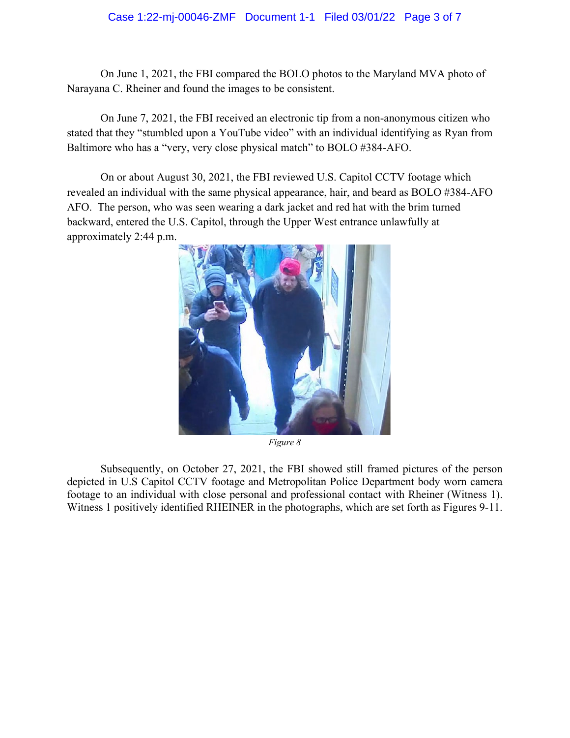On June 1, 2021, the FBI compared the BOLO photos to the Maryland MVA photo of Narayana C. Rheiner and found the images to be consistent.

On June 7, 2021, the FBI received an electronic tip from a non-anonymous citizen who stated that they "stumbled upon a YouTube video" with an individual identifying as Ryan from Baltimore who has a "very, very close physical match" to BOLO #384-AFO.

On or about August 30, 2021, the FBI reviewed U.S. Capitol CCTV footage which revealed an individual with the same physical appearance, hair, and beard as BOLO #384-AFO AFO. The person, who was seen wearing a dark jacket and red hat with the brim turned backward, entered the U.S. Capitol, through the Upper West entrance unlawfully at approximately 2:44 p.m.

*Figure 8*

Subsequently, on October 27, 2021, the FBI showed still framed pictures of the person depicted in U.S Capitol CCTV footage and Metropolitan Police Department body worn camera footage to an individual with close personal and professional contact with Rheiner (Witness 1). Witness 1 positively identified RHEINER in the photographs, which are set forth as Figures 9-11.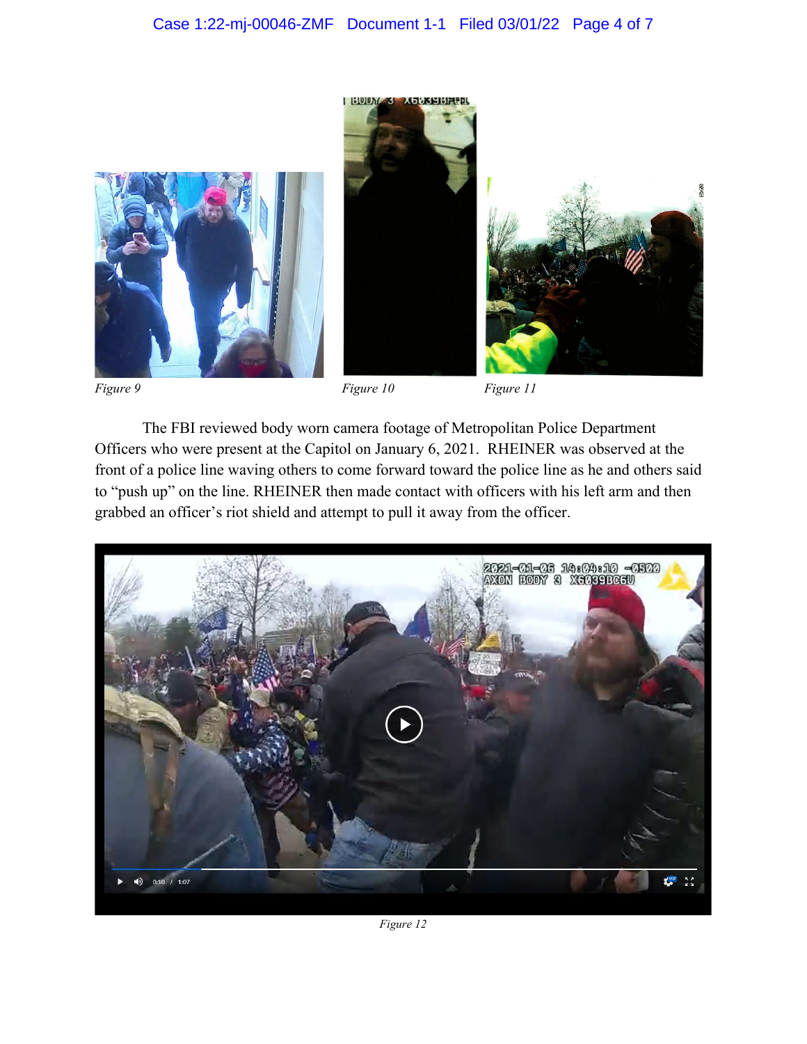Figure 9

Figure 10

Figure 11

The FBI reviewed body worn camera footage of Metropolitan Police Department Officers who were present at the Capitol on January 6, 2021. RHEINER was observed at the front of a police line waving others to come forward toward the police line as he and others said to "push up" on the line. RHEINER then made contact with officers with his left arm and then grabbed an officer's riot shield and attempt to pull it away from the officer.

Figure 12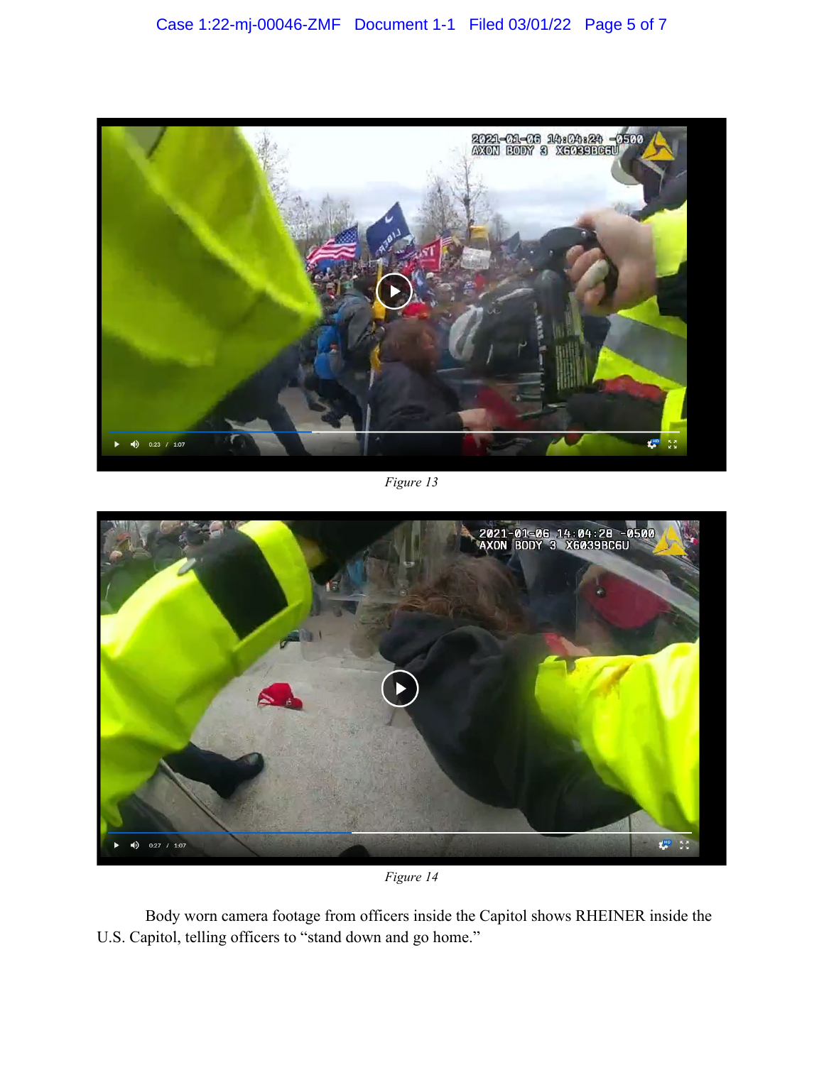*Figure 13*

*Figure 14*

Body worn camera footage from officers inside the Capitol shows RHEINER inside the U.S. Capitol, telling officers to "stand down and go home."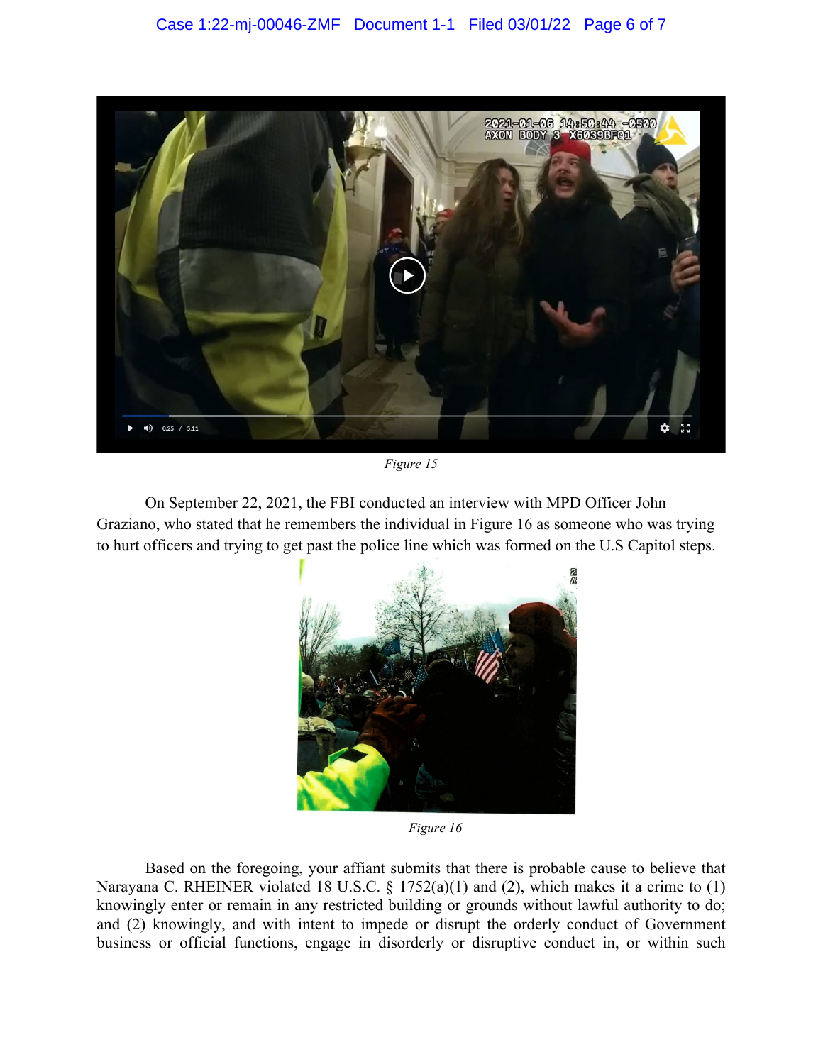*Figure 15*

On September 22, 2021, the FBI conducted an interview with MPD Officer John Graziano, who stated that he remembers the individual in Figure 16 as someone who was trying to hurt officers and trying to get past the police line which was formed on the U.S Capitol steps.

*Figure 16*

Based on the foregoing, your affiant submits that there is probable cause to believe that Narayana C. RHEINER violated 18 U.S.C. § 1752(a)(1) and (2), which makes it a crime to (1) knowingly enter or remain in any restricted building or grounds without lawful authority to do; and (2) knowingly, and with intent to impede or disrupt the orderly conduct of Government business or official functions, engage in disorderly or disruptive conduct in, or within such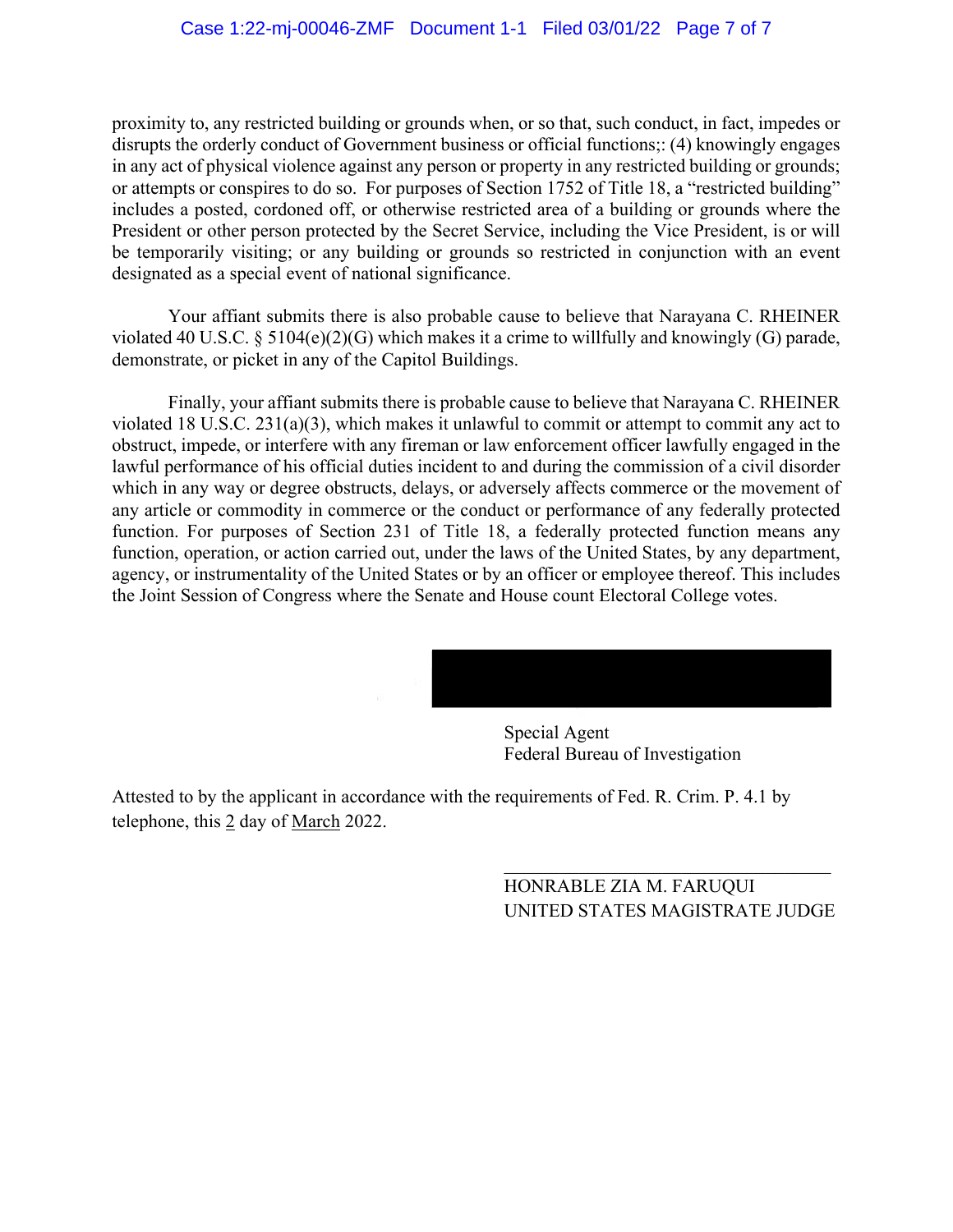proximity to, any restricted building or grounds when, or so that, such conduct, in fact, impedes or disrupts the orderly conduct of Government business or official functions;: (4) knowingly engages in any act of physical violence against any person or property in any restricted building or grounds; or attempts or conspires to do so. For purposes of Section 1752 of Title 18, a "restricted building" includes a posted, cordoned off, or otherwise restricted area of a building or grounds where the President or other person protected by the Secret Service, including the Vice President, is or will be temporarily visiting; or any building or grounds so restricted in conjunction with an event designated as a special event of national significance.

Your affiant submits there is also probable cause to believe that Narayana C. RHEINER violated 40 U.S.C. § 5104(e)(2)(G) which makes it a crime to willfully and knowingly (G) parade, demonstrate, or picket in any of the Capitol Buildings.

Finally, your affiant submits there is probable cause to believe that Narayana C. RHEINER violated 18 U.S.C. 231(a)(3), which makes it unlawful to commit or attempt to commit any act to obstruct, impede, or interfere with any fireman or law enforcement officer lawfully engaged in the lawful performance of his official duties incident to and during the commission of a civil disorder which in any way or degree obstructs, delays, or adversely affects commerce or the movement of any article or commodity in commerce or the conduct or performance of any federally protected function. For purposes of Section 231 of Title 18, a federally protected function means any function, operation, or action carried out, under the laws of the United States, by any department, agency, or instrumentality of the United States or by an officer or employee thereof. This includes the Joint Session of Congress where the Senate and House count Electoral College votes.

Special Agent
Federal Bureau of Investigation

Attested to by the applicant in accordance with the requirements of Fed. R. Crim. P. 4.1 by telephone, this 2 day of March 2022.

HONRABLE ZIA M. FARUQUI
UNITED STATES MAGISTRATE JUDGE